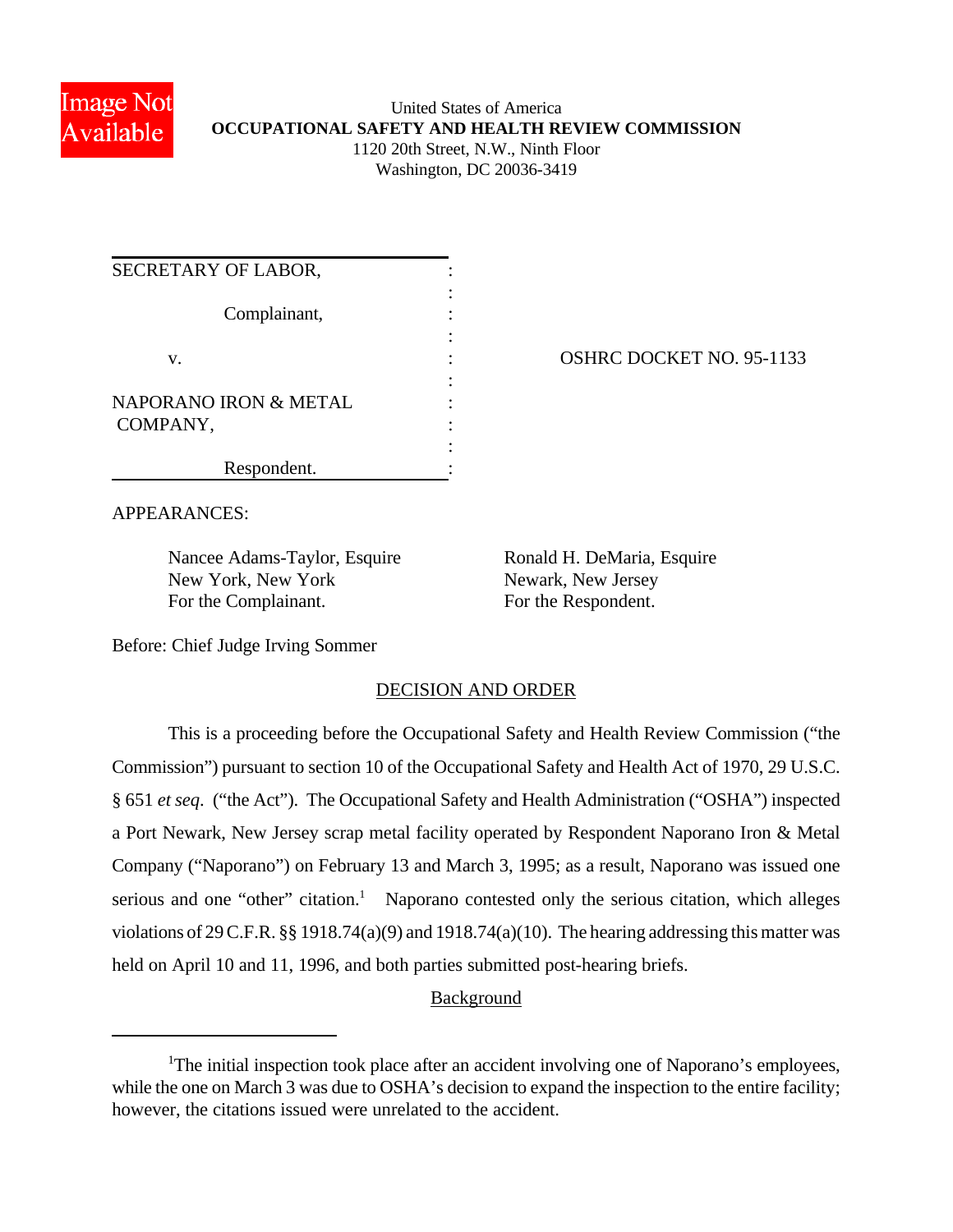United States of America
**OCCUPATIONAL SAFETY AND HEALTH REVIEW COMMISSION**
1120 20th Street, N.W., Ninth Floor
Washington, DC 20036-3419

| | |
|---|---|
| SECRETARY OF LABOR,<br><br>Complainant,<br><br>v.<br><br>NAPORANO IRON & METAL COMPANY,<br><br>Respondent. | OSHRC DOCKET NO. 95-1133 |

APPEARANCES:

Nancee Adams-Taylor, Esquire
New York, New York
For the Complainant.

Ronald H. DeMaria, Esquire
Newark, New Jersey
For the Respondent.

Before: Chief Judge Irving Sommer

## DECISION AND ORDER

This is a proceeding before the Occupational Safety and Health Review Commission ("the Commission") pursuant to section 10 of the Occupational Safety and Health Act of 1970, 29 U.S.C. § 651 *et seq*. ("the Act"). The Occupational Safety and Health Administration ("OSHA") inspected a Port Newark, New Jersey scrap metal facility operated by Respondent Naporano Iron & Metal Company ("Naporano") on February 13 and March 3, 1995; as a result, Naporano was issued one serious and one "other" citation.[1] Naporano contested only the serious citation, which alleges violations of 29 C.F.R. §§ 1918.74(a)(9) and 1918.74(a)(10). The hearing addressing this matter was held on April 10 and 11, 1996, and both parties submitted post-hearing briefs.

### Background

[1] The initial inspection took place after an accident involving one of Naporano's employees, while the one on March 3 was due to OSHA's decision to expand the inspection to the entire facility; however, the citations issued were unrelated to the accident.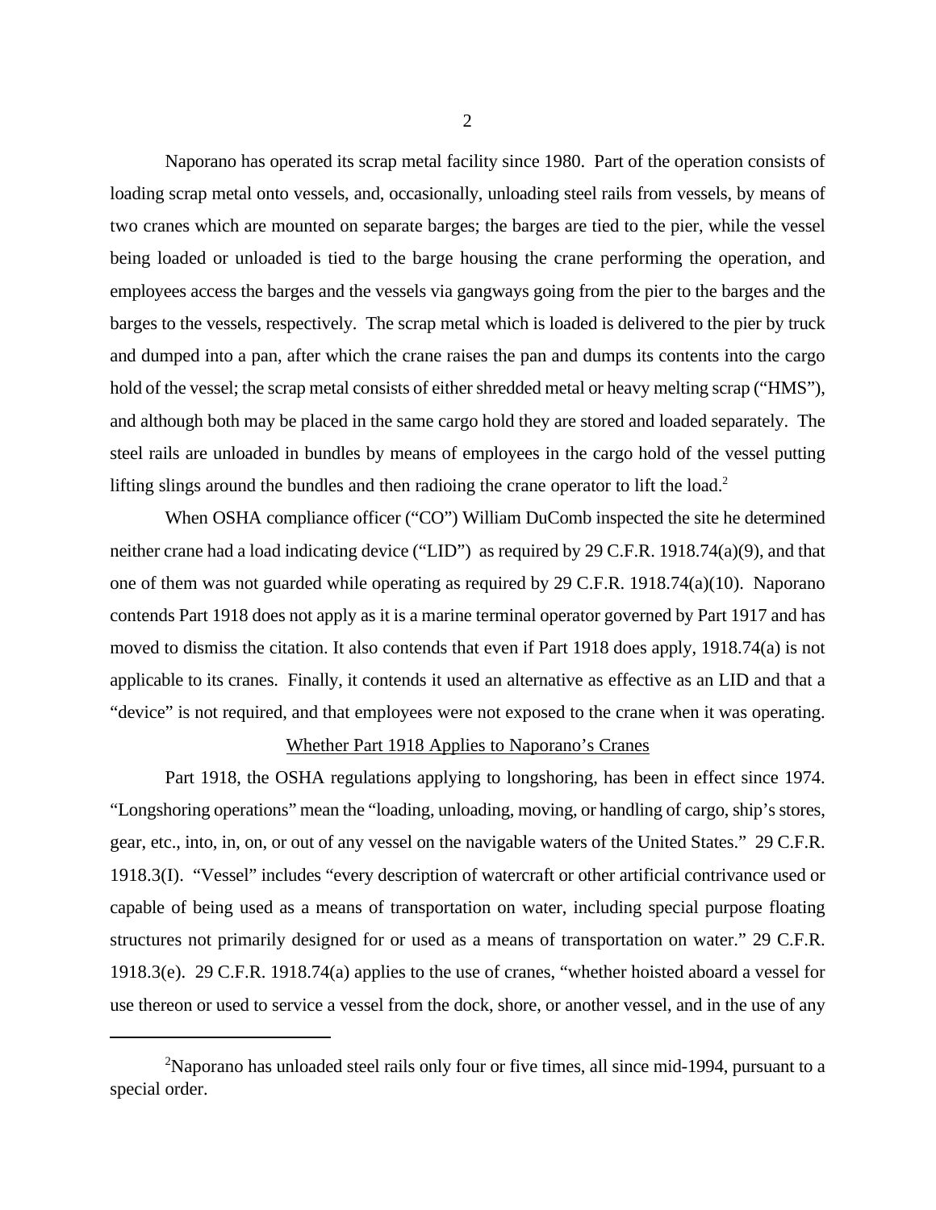Naporano has operated its scrap metal facility since 1980. Part of the operation consists of loading scrap metal onto vessels, and, occasionally, unloading steel rails from vessels, by means of two cranes which are mounted on separate barges; the barges are tied to the pier, while the vessel being loaded or unloaded is tied to the barge housing the crane performing the operation, and employees access the barges and the vessels via gangways going from the pier to the barges and the barges to the vessels, respectively. The scrap metal which is loaded is delivered to the pier by truck and dumped into a pan, after which the crane raises the pan and dumps its contents into the cargo hold of the vessel; the scrap metal consists of either shredded metal or heavy melting scrap ("HMS"), and although both may be placed in the same cargo hold they are stored and loaded separately. The steel rails are unloaded in bundles by means of employees in the cargo hold of the vessel putting lifting slings around the bundles and then radioing the crane operator to lift the load.[2]

When OSHA compliance officer ("CO") William DuComb inspected the site he determined neither crane had a load indicating device ("LID") as required by 29 C.F.R. 1918.74(a)(9), and that one of them was not guarded while operating as required by 29 C.F.R. 1918.74(a)(10). Naporano contends Part 1918 does not apply as it is a marine terminal operator governed by Part 1917 and has moved to dismiss the citation. It also contends that even if Part 1918 does apply, 1918.74(a) is not applicable to its cranes. Finally, it contends it used an alternative as effective as an LID and that a "device" is not required, and that employees were not exposed to the crane when it was operating.

<u>Whether Part 1918 Applies to Naporano's Cranes</u>

Part 1918, the OSHA regulations applying to longshoring, has been in effect since 1974. "Longshoring operations" mean the "loading, unloading, moving, or handling of cargo, ship's stores, gear, etc., into, in, on, or out of any vessel on the navigable waters of the United States." 29 C.F.R. 1918.3(I). "Vessel" includes "every description of watercraft or other artificial contrivance used or capable of being used as a means of transportation on water, including special purpose floating structures not primarily designed for or used as a means of transportation on water." 29 C.F.R. 1918.3(e). 29 C.F.R. 1918.74(a) applies to the use of cranes, "whether hoisted aboard a vessel for use thereon or used to service a vessel from the dock, shore, or another vessel, and in the use of any

---

[2]Naporano has unloaded steel rails only four or five times, all since mid-1994, pursuant to a special order.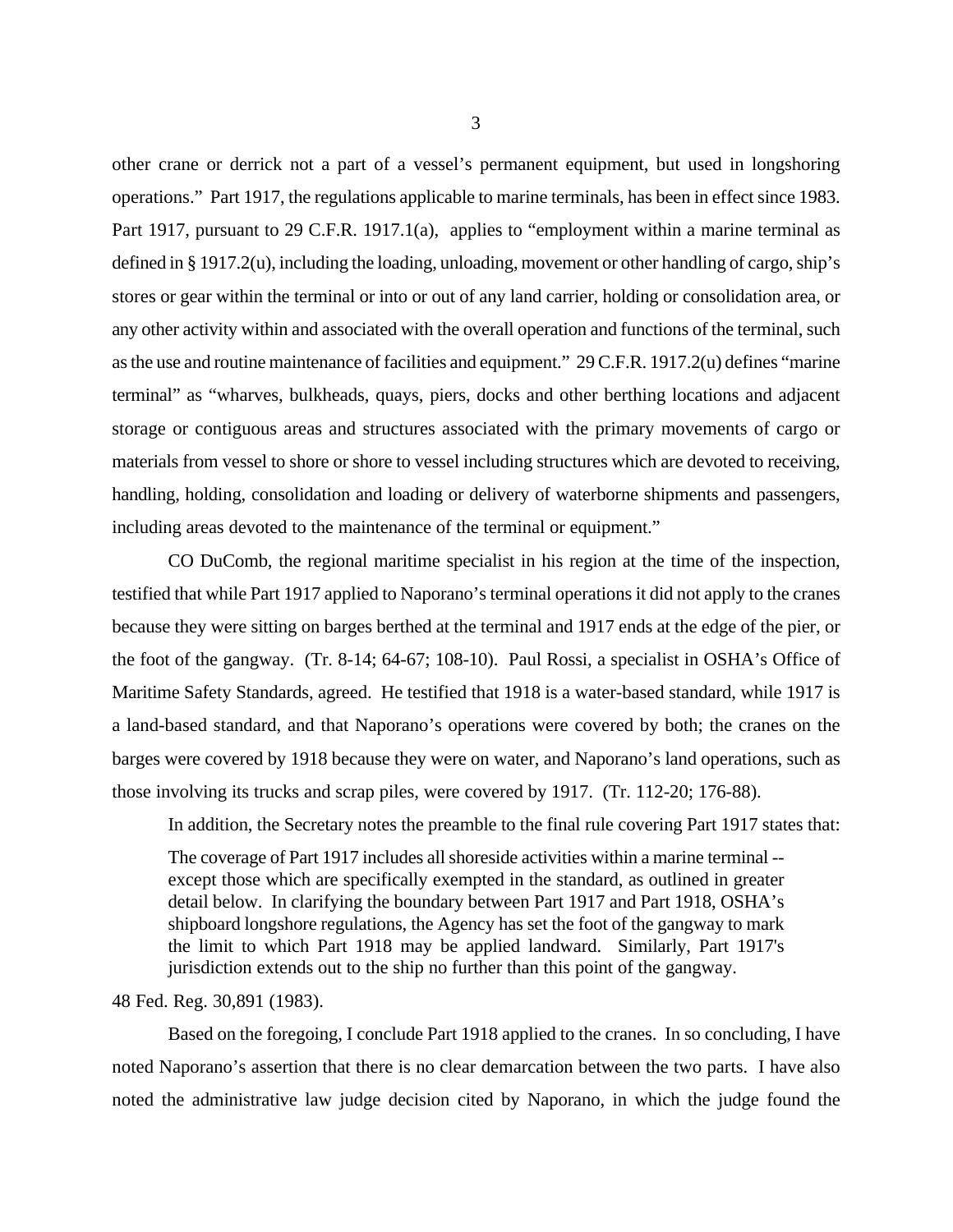other crane or derrick not a part of a vessel's permanent equipment, but used in longshoring operations." Part 1917, the regulations applicable to marine terminals, has been in effect since 1983. Part 1917, pursuant to 29 C.F.R. 1917.1(a), applies to "employment within a marine terminal as defined in § 1917.2(u), including the loading, unloading, movement or other handling of cargo, ship's stores or gear within the terminal or into or out of any land carrier, holding or consolidation area, or any other activity within and associated with the overall operation and functions of the terminal, such as the use and routine maintenance of facilities and equipment." 29 C.F.R. 1917.2(u) defines "marine terminal" as "wharves, bulkheads, quays, piers, docks and other berthing locations and adjacent storage or contiguous areas and structures associated with the primary movements of cargo or materials from vessel to shore or shore to vessel including structures which are devoted to receiving, handling, holding, consolidation and loading or delivery of waterborne shipments and passengers, including areas devoted to the maintenance of the terminal or equipment."

CO DuComb, the regional maritime specialist in his region at the time of the inspection, testified that while Part 1917 applied to Naporano's terminal operations it did not apply to the cranes because they were sitting on barges berthed at the terminal and 1917 ends at the edge of the pier, or the foot of the gangway. (Tr. 8-14; 64-67; 108-10). Paul Rossi, a specialist in OSHA's Office of Maritime Safety Standards, agreed. He testified that 1918 is a water-based standard, while 1917 is a land-based standard, and that Naporano's operations were covered by both; the cranes on the barges were covered by 1918 because they were on water, and Naporano's land operations, such as those involving its trucks and scrap piles, were covered by 1917. (Tr. 112-20; 176-88).

In addition, the Secretary notes the preamble to the final rule covering Part 1917 states that:

> The coverage of Part 1917 includes all shoreside activities within a marine terminal -- except those which are specifically exempted in the standard, as outlined in greater detail below. In clarifying the boundary between Part 1917 and Part 1918, OSHA's shipboard longshore regulations, the Agency has set the foot of the gangway to mark the limit to which Part 1918 may be applied landward. Similarly, Part 1917's jurisdiction extends out to the ship no further than this point of the gangway.

48 Fed. Reg. 30,891 (1983).

Based on the foregoing, I conclude Part 1918 applied to the cranes. In so concluding, I have noted Naporano's assertion that there is no clear demarcation between the two parts. I have also noted the administrative law judge decision cited by Naporano, in which the judge found the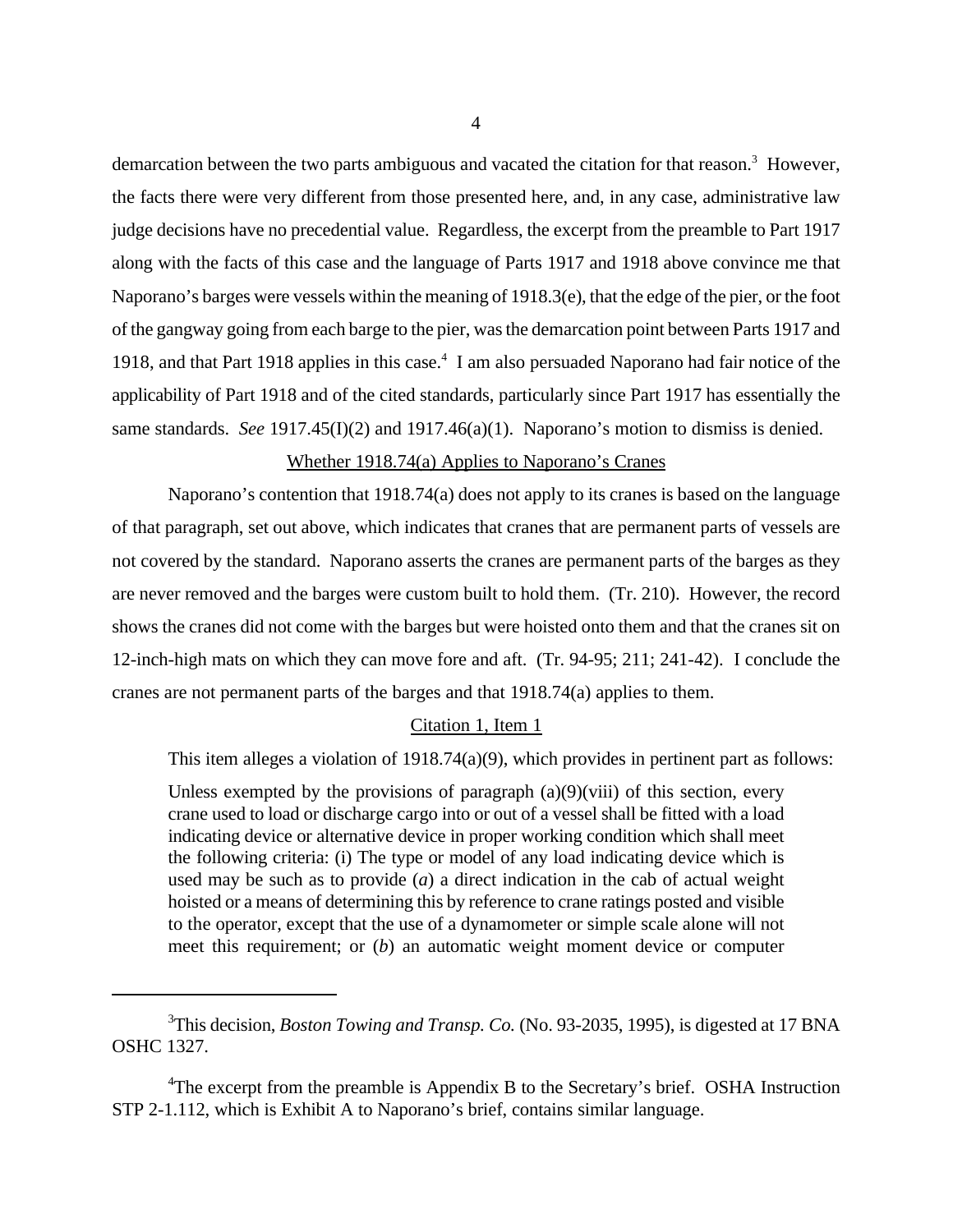demarcation between the two parts ambiguous and vacated the citation for that reason.[3] However, the facts there were very different from those presented here, and, in any case, administrative law judge decisions have no precedential value. Regardless, the excerpt from the preamble to Part 1917 along with the facts of this case and the language of Parts 1917 and 1918 above convince me that Naporano's barges were vessels within the meaning of 1918.3(e), that the edge of the pier, or the foot of the gangway going from each barge to the pier, was the demarcation point between Parts 1917 and 1918, and that Part 1918 applies in this case.[4] I am also persuaded Naporano had fair notice of the applicability of Part 1918 and of the cited standards, particularly since Part 1917 has essentially the same standards. *See* 1917.45(I)(2) and 1917.46(a)(1). Naporano's motion to dismiss is denied.

<u>Whether 1918.74(a) Applies to Naporano's Cranes</u>

Naporano's contention that 1918.74(a) does not apply to its cranes is based on the language of that paragraph, set out above, which indicates that cranes that are permanent parts of vessels are not covered by the standard. Naporano asserts the cranes are permanent parts of the barges as they are never removed and the barges were custom built to hold them. (Tr. 210). However, the record shows the cranes did not come with the barges but were hoisted onto them and that the cranes sit on 12-inch-high mats on which they can move fore and aft. (Tr. 94-95; 211; 241-42). I conclude the cranes are not permanent parts of the barges and that 1918.74(a) applies to them.

<u>Citation 1, Item 1</u>

This item alleges a violation of 1918.74(a)(9), which provides in pertinent part as follows:

> Unless exempted by the provisions of paragraph (a)(9)(viii) of this section, every crane used to load or discharge cargo into or out of a vessel shall be fitted with a load indicating device or alternative device in proper working condition which shall meet the following criteria: (i) The type or model of any load indicating device which is used may be such as to provide (*a*) a direct indication in the cab of actual weight hoisted or a means of determining this by reference to crane ratings posted and visible to the operator, except that the use of a dynamometer or simple scale alone will not meet this requirement; or (*b*) an automatic weight moment device or computer

---

[3]This decision, *Boston Towing and Transp. Co.* (No. 93-2035, 1995), is digested at 17 BNA OSHC 1327.

[4]The excerpt from the preamble is Appendix B to the Secretary's brief. OSHA Instruction STP 2-1.112, which is Exhibit A to Naporano's brief, contains similar language.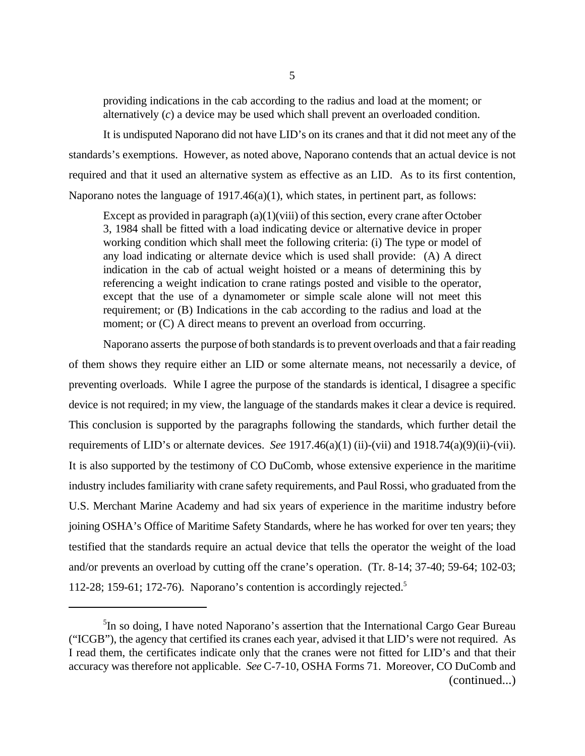providing indications in the cab according to the radius and load at the moment; or alternatively (*c*) a device may be used which shall prevent an overloaded condition.

It is undisputed Naporano did not have LID's on its cranes and that it did not meet any of the standards's exemptions. However, as noted above, Naporano contends that an actual device is not required and that it used an alternative system as effective as an LID. As to its first contention, Naporano notes the language of 1917.46(a)(1), which states, in pertinent part, as follows:

> Except as provided in paragraph (a)(1)(viii) of this section, every crane after October 3, 1984 shall be fitted with a load indicating device or alternative device in proper working condition which shall meet the following criteria: (i) The type or model of any load indicating or alternate device which is used shall provide: (A) A direct indication in the cab of actual weight hoisted or a means of determining this by referencing a weight indication to crane ratings posted and visible to the operator, except that the use of a dynamometer or simple scale alone will not meet this requirement; or (B) Indications in the cab according to the radius and load at the moment; or (C) A direct means to prevent an overload from occurring.

Naporano asserts the purpose of both standards is to prevent overloads and that a fair reading of them shows they require either an LID or some alternate means, not necessarily a device, of preventing overloads. While I agree the purpose of the standards is identical, I disagree a specific device is not required; in my view, the language of the standards makes it clear a device is required. This conclusion is supported by the paragraphs following the standards, which further detail the requirements of LID's or alternate devices. *See* 1917.46(a)(1) (ii)-(vii) and 1918.74(a)(9)(ii)-(vii). It is also supported by the testimony of CO DuComb, whose extensive experience in the maritime industry includes familiarity with crane safety requirements, and Paul Rossi, who graduated from the U.S. Merchant Marine Academy and had six years of experience in the maritime industry before joining OSHA's Office of Maritime Safety Standards, where he has worked for over ten years; they testified that the standards require an actual device that tells the operator the weight of the load and/or prevents an overload by cutting off the crane's operation. (Tr. 8-14; 37-40; 59-64; 102-03; 112-28; 159-61; 172-76). Naporano's contention is accordingly rejected.[5]

---

[5]In so doing, I have noted Naporano's assertion that the International Cargo Gear Bureau ("ICGB"), the agency that certified its cranes each year, advised it that LID's were not required. As I read them, the certificates indicate only that the cranes were not fitted for LID's and that their accuracy was therefore not applicable. *See* C-7-10, OSHA Forms 71. Moreover, CO DuComb and (continued...)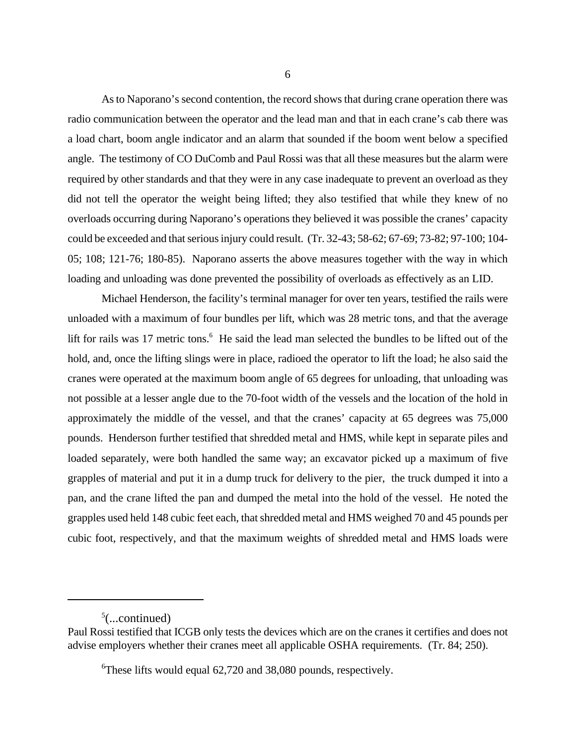As to Naporano's second contention, the record shows that during crane operation there was radio communication between the operator and the lead man and that in each crane's cab there was a load chart, boom angle indicator and an alarm that sounded if the boom went below a specified angle. The testimony of CO DuComb and Paul Rossi was that all these measures but the alarm were required by other standards and that they were in any case inadequate to prevent an overload as they did not tell the operator the weight being lifted; they also testified that while they knew of no overloads occurring during Naporano's operations they believed it was possible the cranes' capacity could be exceeded and that serious injury could result. (Tr. 32-43; 58-62; 67-69; 73-82; 97-100; 104-05; 108; 121-76; 180-85). Naporano asserts the above measures together with the way in which loading and unloading was done prevented the possibility of overloads as effectively as an LID.

Michael Henderson, the facility's terminal manager for over ten years, testified the rails were unloaded with a maximum of four bundles per lift, which was 28 metric tons, and that the average lift for rails was 17 metric tons.[6] He said the lead man selected the bundles to be lifted out of the hold, and, once the lifting slings were in place, radioed the operator to lift the load; he also said the cranes were operated at the maximum boom angle of 65 degrees for unloading, that unloading was not possible at a lesser angle due to the 70-foot width of the vessels and the location of the hold in approximately the middle of the vessel, and that the cranes' capacity at 65 degrees was 75,000 pounds. Henderson further testified that shredded metal and HMS, while kept in separate piles and loaded separately, were both handled the same way; an excavator picked up a maximum of five grapples of material and put it in a dump truck for delivery to the pier, the truck dumped it into a pan, and the crane lifted the pan and dumped the metal into the hold of the vessel. He noted the grapples used held 148 cubic feet each, that shredded metal and HMS weighed 70 and 45 pounds per cubic foot, respectively, and that the maximum weights of shredded metal and HMS loads were

---

[5](...continued)
Paul Rossi testified that ICGB only tests the devices which are on the cranes it certifies and does not advise employers whether their cranes meet all applicable OSHA requirements. (Tr. 84; 250).

[6]These lifts would equal 62,720 and 38,080 pounds, respectively.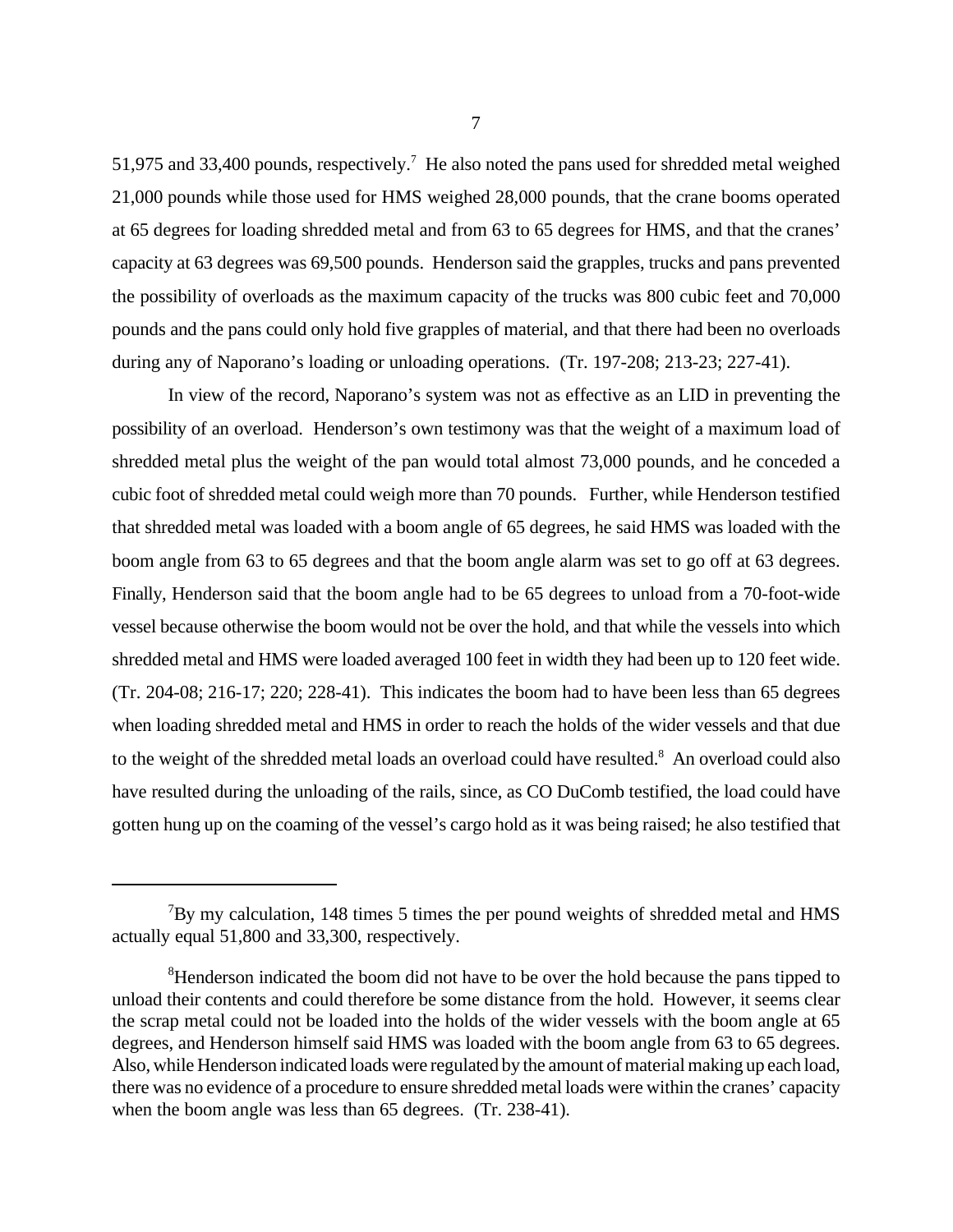51,975 and 33,400 pounds, respectively.[7] He also noted the pans used for shredded metal weighed 21,000 pounds while those used for HMS weighed 28,000 pounds, that the crane booms operated at 65 degrees for loading shredded metal and from 63 to 65 degrees for HMS, and that the cranes' capacity at 63 degrees was 69,500 pounds. Henderson said the grapples, trucks and pans prevented the possibility of overloads as the maximum capacity of the trucks was 800 cubic feet and 70,000 pounds and the pans could only hold five grapples of material, and that there had been no overloads during any of Naporano's loading or unloading operations. (Tr. 197-208; 213-23; 227-41).

In view of the record, Naporano's system was not as effective as an LID in preventing the possibility of an overload. Henderson's own testimony was that the weight of a maximum load of shredded metal plus the weight of the pan would total almost 73,000 pounds, and he conceded a cubic foot of shredded metal could weigh more than 70 pounds. Further, while Henderson testified that shredded metal was loaded with a boom angle of 65 degrees, he said HMS was loaded with the boom angle from 63 to 65 degrees and that the boom angle alarm was set to go off at 63 degrees. Finally, Henderson said that the boom angle had to be 65 degrees to unload from a 70-foot-wide vessel because otherwise the boom would not be over the hold, and that while the vessels into which shredded metal and HMS were loaded averaged 100 feet in width they had been up to 120 feet wide. (Tr. 204-08; 216-17; 220; 228-41). This indicates the boom had to have been less than 65 degrees when loading shredded metal and HMS in order to reach the holds of the wider vessels and that due to the weight of the shredded metal loads an overload could have resulted.[8] An overload could also have resulted during the unloading of the rails, since, as CO DuComb testified, the load could have gotten hung up on the coaming of the vessel's cargo hold as it was being raised; he also testified that

---

[7] By my calculation, 148 times 5 times the per pound weights of shredded metal and HMS actually equal 51,800 and 33,300, respectively.

[8] Henderson indicated the boom did not have to be over the hold because the pans tipped to unload their contents and could therefore be some distance from the hold. However, it seems clear the scrap metal could not be loaded into the holds of the wider vessels with the boom angle at 65 degrees, and Henderson himself said HMS was loaded with the boom angle from 63 to 65 degrees. Also, while Henderson indicated loads were regulated by the amount of material making up each load, there was no evidence of a procedure to ensure shredded metal loads were within the cranes' capacity when the boom angle was less than 65 degrees. (Tr. 238-41).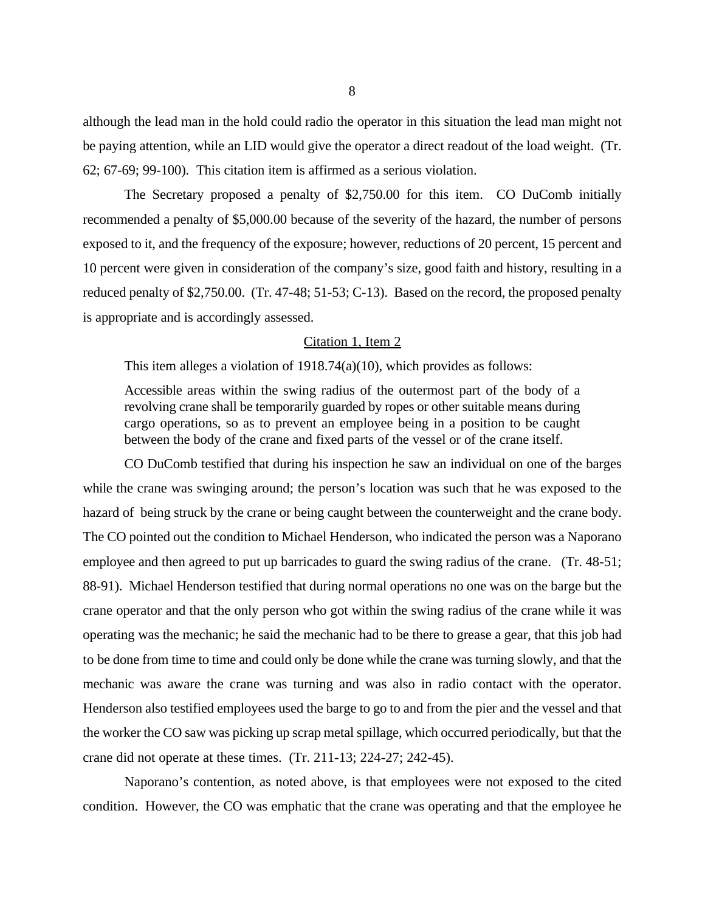although the lead man in the hold could radio the operator in this situation the lead man might not be paying attention, while an LID would give the operator a direct readout of the load weight. (Tr. 62; 67-69; 99-100). This citation item is affirmed as a serious violation.

The Secretary proposed a penalty of $2,750.00 for this item. CO DuComb initially recommended a penalty of $5,000.00 because of the severity of the hazard, the number of persons exposed to it, and the frequency of the exposure; however, reductions of 20 percent, 15 percent and 10 percent were given in consideration of the company's size, good faith and history, resulting in a reduced penalty of $2,750.00. (Tr. 47-48; 51-53; C-13). Based on the record, the proposed penalty is appropriate and is accordingly assessed.

<u>Citation 1, Item 2</u>

This item alleges a violation of 1918.74(a)(10), which provides as follows:

> Accessible areas within the swing radius of the outermost part of the body of a revolving crane shall be temporarily guarded by ropes or other suitable means during cargo operations, so as to prevent an employee being in a position to be caught between the body of the crane and fixed parts of the vessel or of the crane itself.

CO DuComb testified that during his inspection he saw an individual on one of the barges while the crane was swinging around; the person's location was such that he was exposed to the hazard of being struck by the crane or being caught between the counterweight and the crane body. The CO pointed out the condition to Michael Henderson, who indicated the person was a Naporano employee and then agreed to put up barricades to guard the swing radius of the crane. (Tr. 48-51; 88-91). Michael Henderson testified that during normal operations no one was on the barge but the crane operator and that the only person who got within the swing radius of the crane while it was operating was the mechanic; he said the mechanic had to be there to grease a gear, that this job had to be done from time to time and could only be done while the crane was turning slowly, and that the mechanic was aware the crane was turning and was also in radio contact with the operator. Henderson also testified employees used the barge to go to and from the pier and the vessel and that the worker the CO saw was picking up scrap metal spillage, which occurred periodically, but that the crane did not operate at these times. (Tr. 211-13; 224-27; 242-45).

Naporano's contention, as noted above, is that employees were not exposed to the cited condition. However, the CO was emphatic that the crane was operating and that the employee he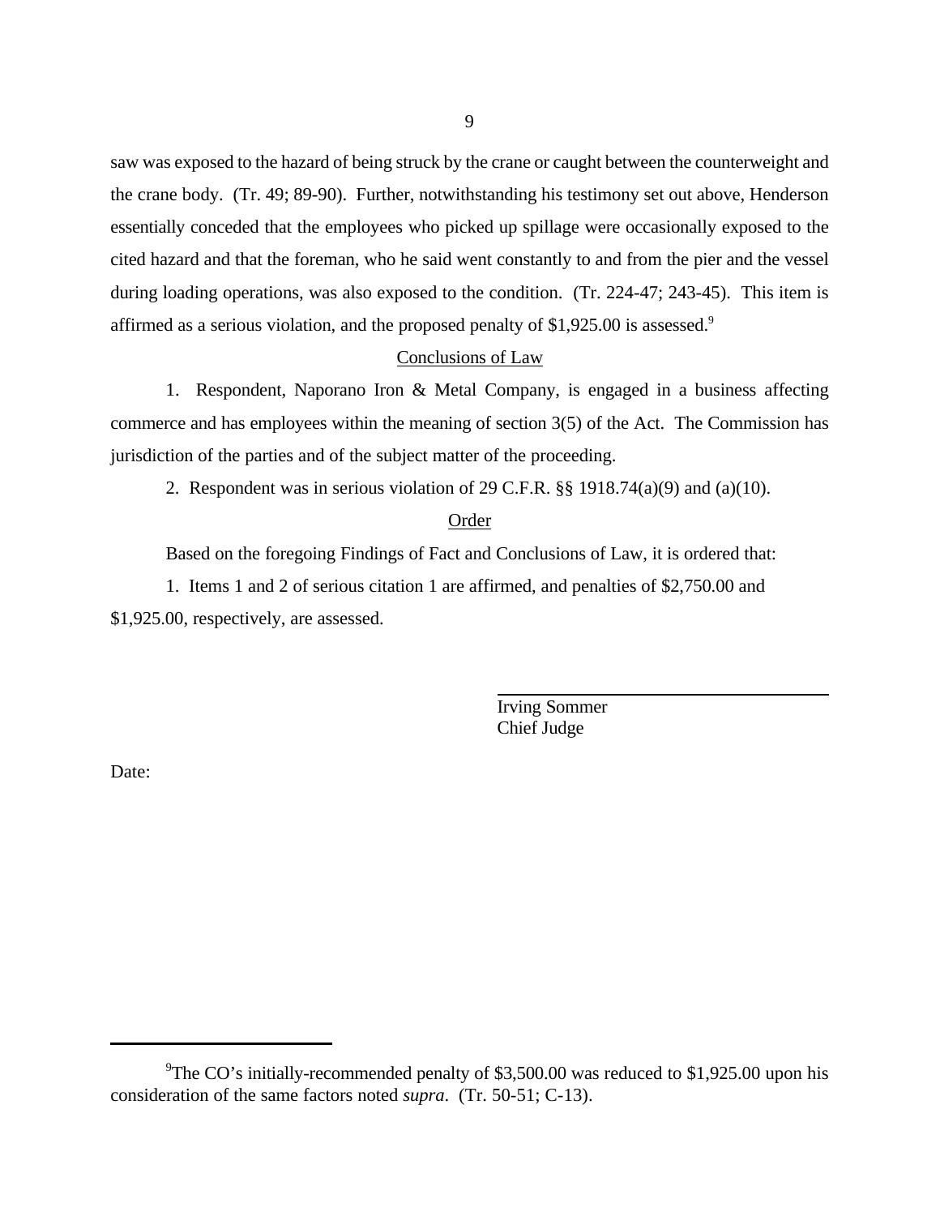saw was exposed to the hazard of being struck by the crane or caught between the counterweight and the crane body. (Tr. 49; 89-90). Further, notwithstanding his testimony set out above, Henderson essentially conceded that the employees who picked up spillage were occasionally exposed to the cited hazard and that the foreman, who he said went constantly to and from the pier and the vessel during loading operations, was also exposed to the condition. (Tr. 224-47; 243-45). This item is affirmed as a serious violation, and the proposed penalty of $1,925.00 is assessed.[9]

## Conclusions of Law

1. Respondent, Naporano Iron & Metal Company, is engaged in a business affecting commerce and has employees within the meaning of section 3(5) of the Act. The Commission has jurisdiction of the parties and of the subject matter of the proceeding.

2. Respondent was in serious violation of 29 C.F.R. §§ 1918.74(a)(9) and (a)(10).

## Order

Based on the foregoing Findings of Fact and Conclusions of Law, it is ordered that:

1. Items 1 and 2 of serious citation 1 are affirmed, and penalties of $2,750.00 and $1,925.00, respectively, are assessed.

Irving Sommer
Chief Judge

Date:

---

[9]The CO's initially-recommended penalty of $3,500.00 was reduced to $1,925.00 upon his consideration of the same factors noted *supra*. (Tr. 50-51; C-13).